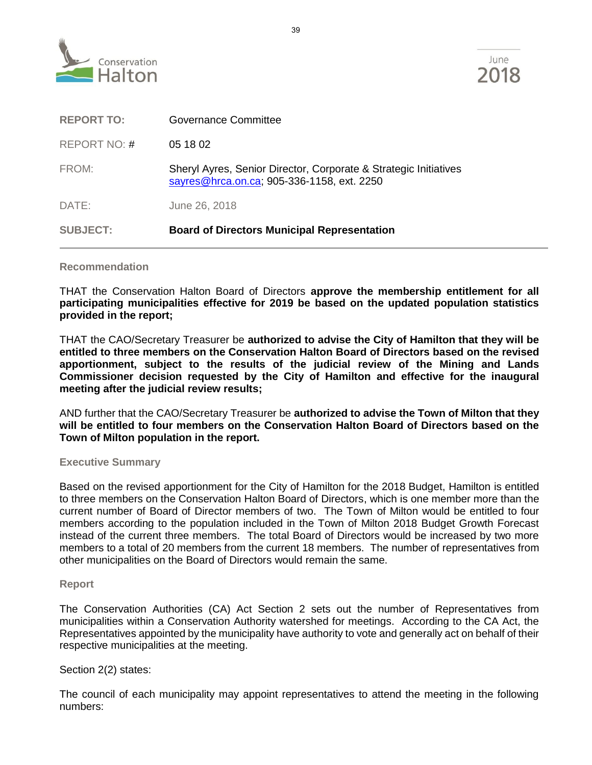Conservation Halton

June 2018

| | |
|---|---|
| **REPORT TO:** | Governance Committee |
| REPORT NO: # | 05 18 02 |
| FROM: | Sheryl Ayres, Senior Director, Corporate & Strategic Initiatives sayres@hrca.on.ca; 905-336-1158, ext. 2250 |
| DATE: | June 26, 2018 |
| **SUBJECT:** | **Board of Directors Municipal Representation** |

## Recommendation

THAT the Conservation Halton Board of Directors **approve the membership entitlement for all participating municipalities effective for 2019 be based on the updated population statistics provided in the report;**

THAT the CAO/Secretary Treasurer be **authorized to advise the City of Hamilton that they will be entitled to three members on the Conservation Halton Board of Directors based on the revised apportionment, subject to the results of the judicial review of the Mining and Lands Commissioner decision requested by the City of Hamilton and effective for the inaugural meeting after the judicial review results;**

AND further that the CAO/Secretary Treasurer be **authorized to advise the Town of Milton that they will be entitled to four members on the Conservation Halton Board of Directors based on the Town of Milton population in the report.**

## Executive Summary

Based on the revised apportionment for the City of Hamilton for the 2018 Budget, Hamilton is entitled to three members on the Conservation Halton Board of Directors, which is one member more than the current number of Board of Director members of two. The Town of Milton would be entitled to four members according to the population included in the Town of Milton 2018 Budget Growth Forecast instead of the current three members. The total Board of Directors would be increased by two more members to a total of 20 members from the current 18 members. The number of representatives from other municipalities on the Board of Directors would remain the same.

## Report

The Conservation Authorities (CA) Act Section 2 sets out the number of Representatives from municipalities within a Conservation Authority watershed for meetings. According to the CA Act, the Representatives appointed by the municipality have authority to vote and generally act on behalf of their respective municipalities at the meeting.

Section 2(2) states:

The council of each municipality may appoint representatives to attend the meeting in the following numbers: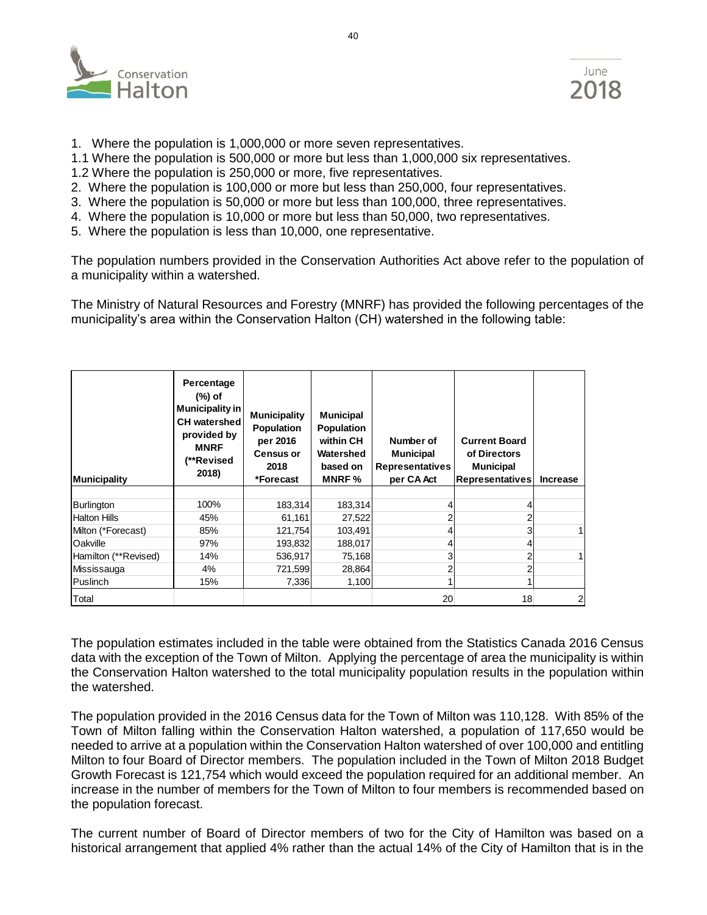1. Where the population is 1,000,000 or more seven representatives.

1.1 Where the population is 500,000 or more but less than 1,000,000 six representatives.

1.2 Where the population is 250,000 or more, five representatives.

2. Where the population is 100,000 or more but less than 250,000, four representatives.
3. Where the population is 50,000 or more but less than 100,000, three representatives.
4. Where the population is 10,000 or more but less than 50,000, two representatives.
5. Where the population is less than 10,000, one representative.

The population numbers provided in the Conservation Authorities Act above refer to the population of a municipality within a watershed.

The Ministry of Natural Resources and Forestry (MNRF) has provided the following percentages of the municipality's area within the Conservation Halton (CH) watershed in the following table:

| Municipality | Percentage (%) of Municipality in CH watershed provided by MNRF (**Revised 2018) | Municipality Population per 2016 Census or 2018 *Forecast | Municipal Population within CH Watershed based on MNRF % | Number of Municipal Representatives per CA Act | Current Board of Directors Municipal Representatives | Increase |
|---|---|---|---|---|---|---|
| Burlington | 100% | 183,314 | 183,314 | 4 | 4 | |
| Halton Hills | 45% | 61,161 | 27,522 | 2 | 2 | |
| Milton (*Forecast) | 85% | 121,754 | 103,491 | 4 | 3 | 1 |
| Oakville | 97% | 193,832 | 188,017 | 4 | 4 | |
| Hamilton (**Revised) | 14% | 536,917 | 75,168 | 3 | 2 | 1 |
| Mississauga | 4% | 721,599 | 28,864 | 2 | 2 | |
| Puslinch | 15% | 7,336 | 1,100 | 1 | 1 | |
| Total | | | | 20 | 18 | 2 |

The population estimates included in the table were obtained from the Statistics Canada 2016 Census data with the exception of the Town of Milton. Applying the percentage of area the municipality is within the Conservation Halton watershed to the total municipality population results in the population within the watershed.

The population provided in the 2016 Census data for the Town of Milton was 110,128. With 85% of the Town of Milton falling within the Conservation Halton watershed, a population of 117,650 would be needed to arrive at a population within the Conservation Halton watershed of over 100,000 and entitling Milton to four Board of Director members. The population included in the Town of Milton 2018 Budget Growth Forecast is 121,754 which would exceed the population required for an additional member. An increase in the number of members for the Town of Milton to four members is recommended based on the population forecast.

The current number of Board of Director members of two for the City of Hamilton was based on a historical arrangement that applied 4% rather than the actual 14% of the City of Hamilton that is in the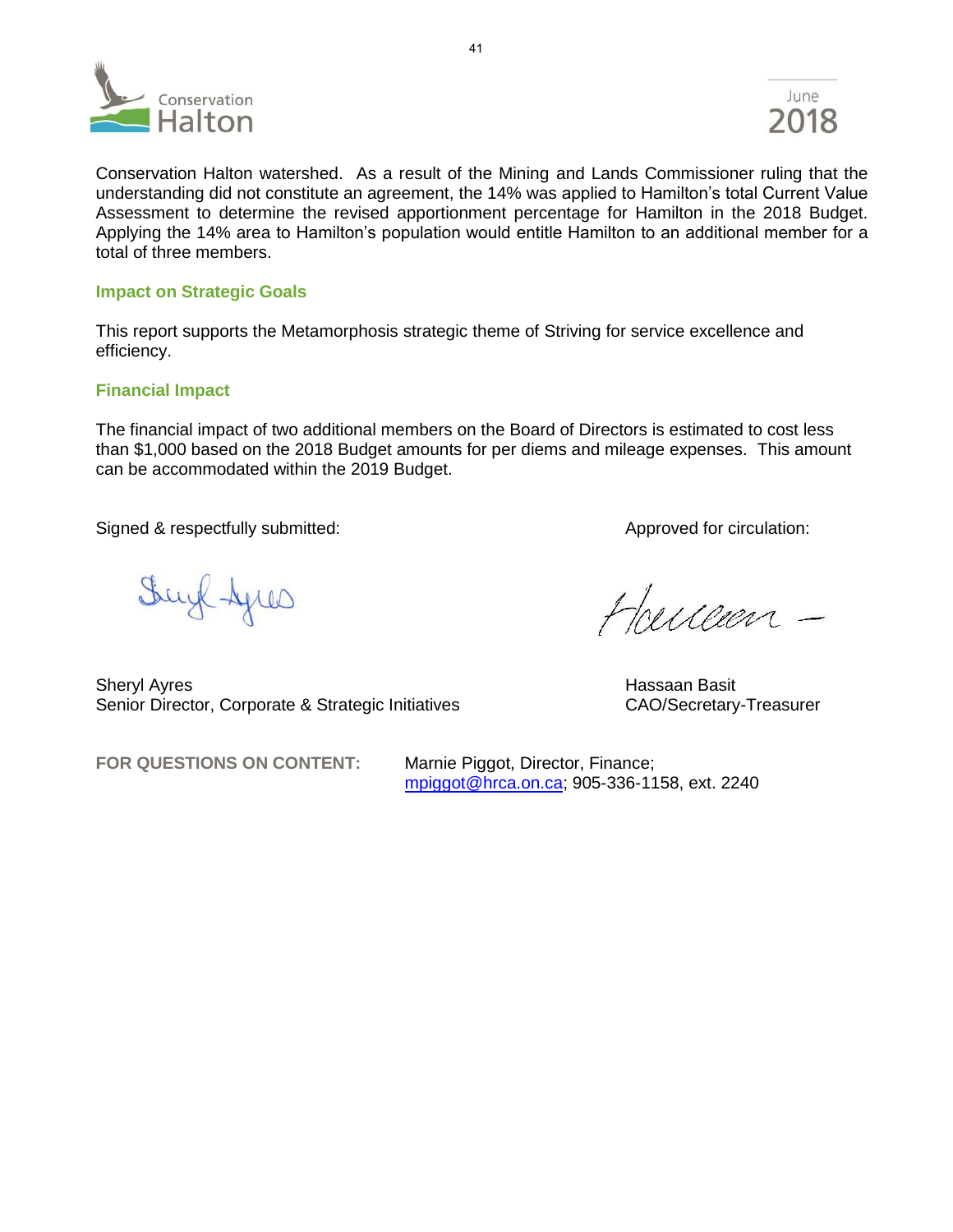Conservation Halton watershed. As a result of the Mining and Lands Commissioner ruling that the understanding did not constitute an agreement, the 14% was applied to Hamilton's total Current Value Assessment to determine the revised apportionment percentage for Hamilton in the 2018 Budget. Applying the 14% area to Hamilton's population would entitle Hamilton to an additional member for a total of three members.

## Impact on Strategic Goals

This report supports the Metamorphosis strategic theme of Striving for service excellence and efficiency.

## Financial Impact

The financial impact of two additional members on the Board of Directors is estimated to cost less than $1,000 based on the 2018 Budget amounts for per diems and mileage expenses. This amount can be accommodated within the 2019 Budget.

Signed & respectfully submitted:

Sheryl Ayres
Senior Director, Corporate & Strategic Initiatives

Approved for circulation:

Hassaan Basit
CAO/Secretary-Treasurer

**FOR QUESTIONS ON CONTENT:** Marnie Piggot, Director, Finance; mpiggot@hrca.on.ca; 905-336-1158, ext. 2240